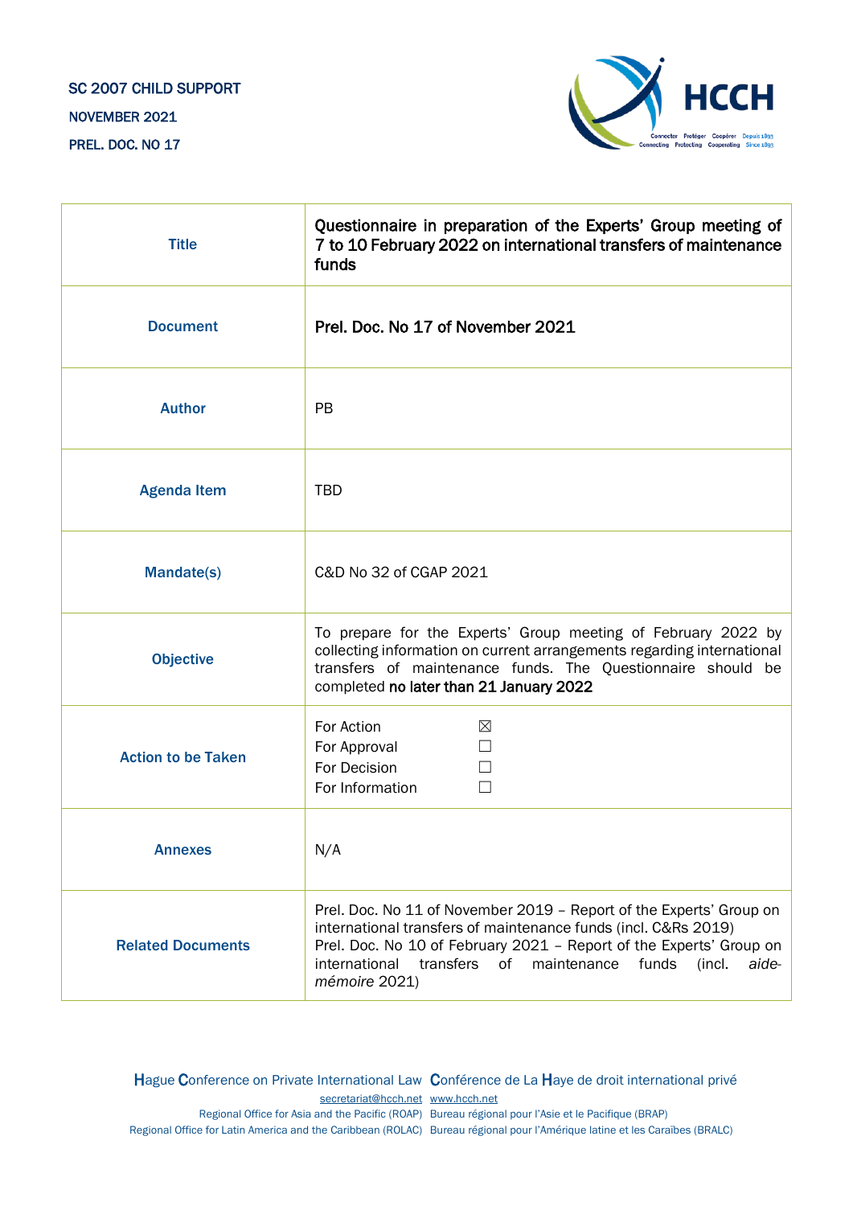SC 2007 CHILD SUPPORT

NOVEMBER 2021

PREL. DOC. NO 17

| Title | Questionnaire in preparation of the Experts' Group meeting of 7 to 10 February 2022 on international transfers of maintenance funds |
|---|---|
| Document | Prel. Doc. No 17 of November 2021 |
| Author | PB |
| Agenda Item | TBD |
| Mandate(s) | C&D No 32 of CGAP 2021 |
| Objective | To prepare for the Experts' Group meeting of February 2022 by collecting information on current arrangements regarding international transfers of maintenance funds. The Questionnaire should be completed **no later than 21 January 2022** |
| Action to be Taken | For Action ☒<br>For Approval ☐<br>For Decision ☐<br>For Information ☐ |
| Annexes | N/A |
| Related Documents | Prel. Doc. No 11 of November 2019 – Report of the Experts' Group on international transfers of maintenance funds (incl. C&Rs 2019)<br>Prel. Doc. No 10 of February 2021 – Report of the Experts' Group on international transfers of maintenance funds (incl. *aide-mémoire* 2021) |

Hague Conference on Private International Law Conférence de La Haye de droit international privé

secretariat@hcch.net www.hcch.net

Regional Office for Asia and the Pacific (ROAP) Bureau régional pour l'Asie et le Pacifique (BRAP)

Regional Office for Latin America and the Caribbean (ROLAC) Bureau régional pour l'Amérique latine et les Caraïbes (BRALC)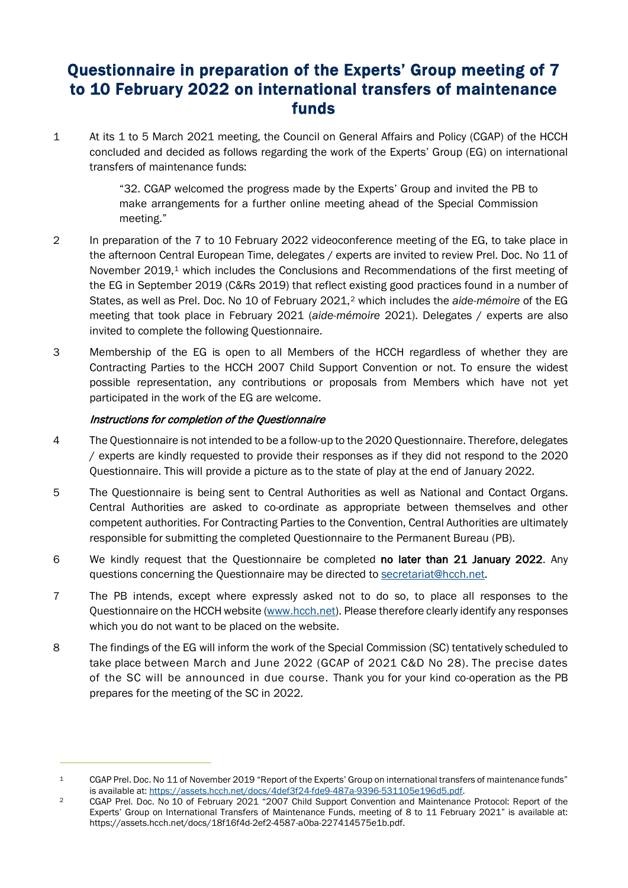# Questionnaire in preparation of the Experts' Group meeting of 7 to 10 February 2022 on international transfers of maintenance funds

1 At its 1 to 5 March 2021 meeting, the Council on General Affairs and Policy (CGAP) of the HCCH concluded and decided as follows regarding the work of the Experts' Group (EG) on international transfers of maintenance funds:

> "32. CGAP welcomed the progress made by the Experts' Group and invited the PB to make arrangements for a further online meeting ahead of the Special Commission meeting."

2 In preparation of the 7 to 10 February 2022 videoconference meeting of the EG, to take place in the afternoon Central European Time, delegates / experts are invited to review Prel. Doc. No 11 of November 2019,[1] which includes the Conclusions and Recommendations of the first meeting of the EG in September 2019 (C&Rs 2019) that reflect existing good practices found in a number of States, as well as Prel. Doc. No 10 of February 2021,[2] which includes the *aide-mémoire* of the EG meeting that took place in February 2021 (*aide-mémoire* 2021). Delegates / experts are also invited to complete the following Questionnaire.

3 Membership of the EG is open to all Members of the HCCH regardless of whether they are Contracting Parties to the HCCH 2007 Child Support Convention or not. To ensure the widest possible representation, any contributions or proposals from Members which have not yet participated in the work of the EG are welcome.

### *Instructions for completion of the Questionnaire*

4 The Questionnaire is not intended to be a follow-up to the 2020 Questionnaire. Therefore, delegates / experts are kindly requested to provide their responses as if they did not respond to the 2020 Questionnaire. This will provide a picture as to the state of play at the end of January 2022.

5 The Questionnaire is being sent to Central Authorities as well as National and Contact Organs. Central Authorities are asked to co-ordinate as appropriate between themselves and other competent authorities. For Contracting Parties to the Convention, Central Authorities are ultimately responsible for submitting the completed Questionnaire to the Permanent Bureau (PB).

6 We kindly request that the Questionnaire be completed **no later than 21 January 2022**. Any questions concerning the Questionnaire may be directed to secretariat@hcch.net.

7 The PB intends, except where expressly asked not to do so, to place all responses to the Questionnaire on the HCCH website (www.hcch.net). Please therefore clearly identify any responses which you do not want to be placed on the website.

8 The findings of the EG will inform the work of the Special Commission (SC) tentatively scheduled to take place between March and June 2022 (GCAP of 2021 C&D No 28). The precise dates of the SC will be announced in due course. Thank you for your kind co-operation as the PB prepares for the meeting of the SC in 2022.

---

[1] CGAP Prel. Doc. No 11 of November 2019 "Report of the Experts' Group on international transfers of maintenance funds" is available at: https://assets.hcch.net/docs/4def3f24-fde9-487a-9396-531105e196d5.pdf.

[2] CGAP Prel. Doc. No 10 of February 2021 "2007 Child Support Convention and Maintenance Protocol: Report of the Experts' Group on International Transfers of Maintenance Funds, meeting of 8 to 11 February 2021" is available at: https://assets.hcch.net/docs/18f16f4d-2ef2-4587-a0ba-227414575e1b.pdf.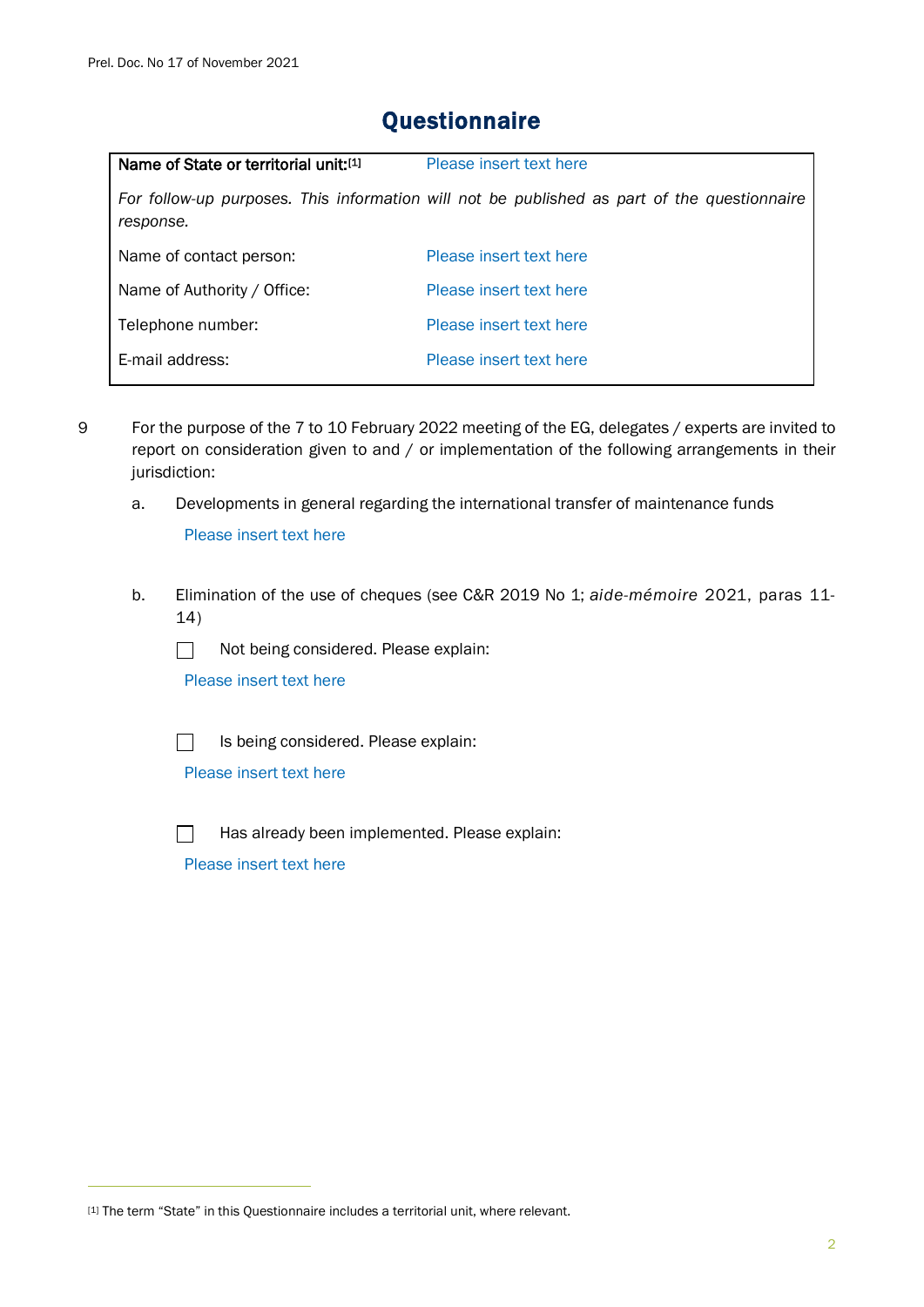# Questionnaire

| Name of State or territorial unit:[1] | Please insert text here |
|---|---|
| *For follow-up purposes. This information will not be published as part of the questionnaire response.* | |
| Name of contact person: | Please insert text here |
| Name of Authority / Office: | Please insert text here |
| Telephone number: | Please insert text here |
| E-mail address: | Please insert text here |

9 For the purpose of the 7 to 10 February 2022 meeting of the EG, delegates / experts are invited to report on consideration given to and / or implementation of the following arrangements in their jurisdiction:

a. Developments in general regarding the international transfer of maintenance funds

Please insert text here

b. Elimination of the use of cheques (see C&R 2019 No 1; *aide-mémoire* 2021, paras 11-14)

☐ Not being considered. Please explain:

Please insert text here

☐ Is being considered. Please explain:

Please insert text here

☐ Has already been implemented. Please explain:

Please insert text here

[1] The term "State" in this Questionnaire includes a territorial unit, where relevant.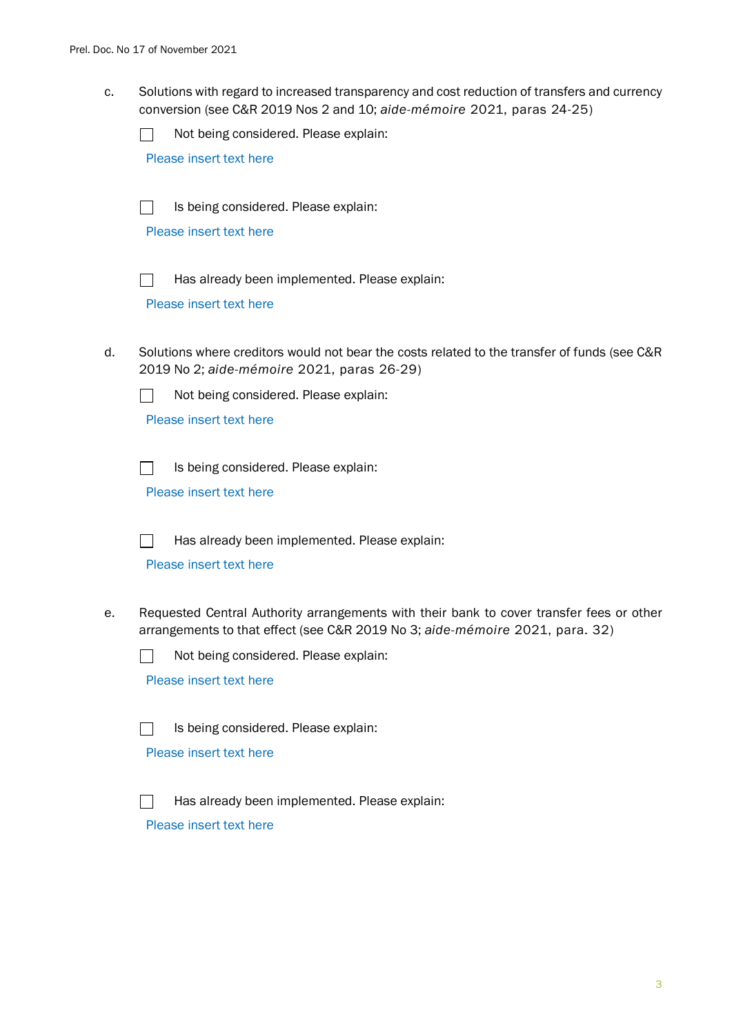c. Solutions with regard to increased transparency and cost reduction of transfers and currency conversion (see C&R 2019 Nos 2 and 10; *aide-mémoire* 2021, paras 24-25)

☐ Not being considered. Please explain:

Please insert text here

☐ Is being considered. Please explain:

Please insert text here

☐ Has already been implemented. Please explain:

Please insert text here

d. Solutions where creditors would not bear the costs related to the transfer of funds (see C&R 2019 No 2; *aide-mémoire* 2021, paras 26-29)

☐ Not being considered. Please explain:

Please insert text here

☐ Is being considered. Please explain:

Please insert text here

☐ Has already been implemented. Please explain:

Please insert text here

e. Requested Central Authority arrangements with their bank to cover transfer fees or other arrangements to that effect (see C&R 2019 No 3; *aide-mémoire* 2021, para. 32)

☐ Not being considered. Please explain:

Please insert text here

☐ Is being considered. Please explain:

Please insert text here

☐ Has already been implemented. Please explain:

Please insert text here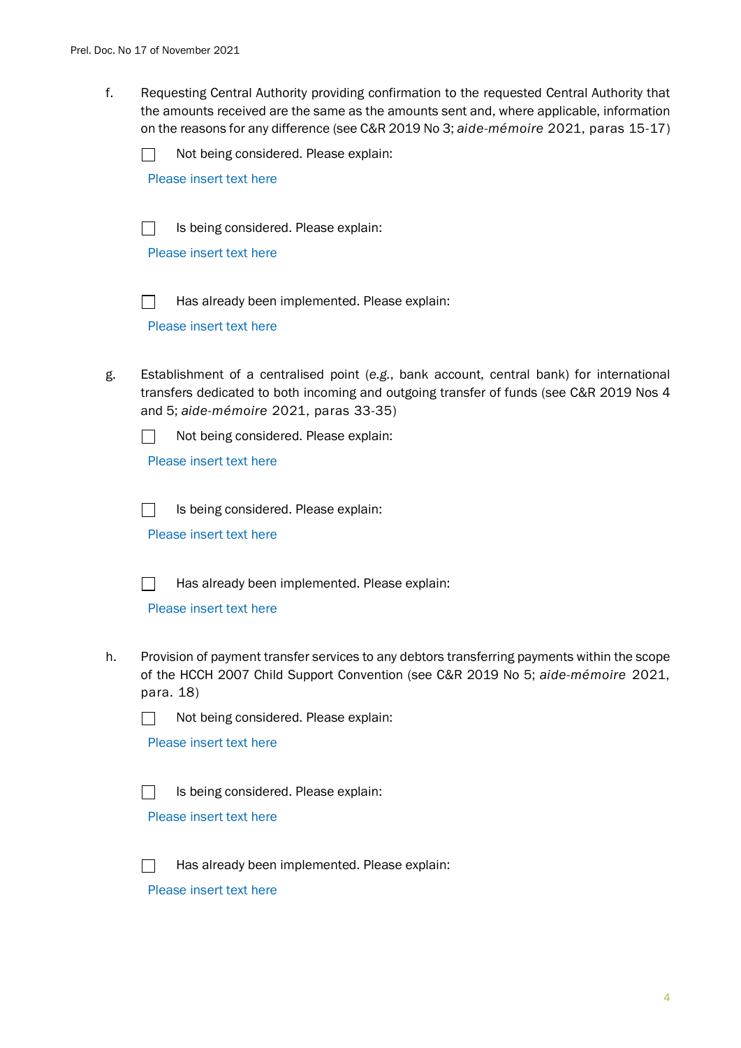f. Requesting Central Authority providing confirmation to the requested Central Authority that the amounts received are the same as the amounts sent and, where applicable, information on the reasons for any difference (see C&R 2019 No 3; *aide-mémoire* 2021, paras 15-17)

☐ Not being considered. Please explain:

Please insert text here

☐ Is being considered. Please explain:

Please insert text here

☐ Has already been implemented. Please explain:

Please insert text here

g. Establishment of a centralised point (*e.g.*, bank account, central bank) for international transfers dedicated to both incoming and outgoing transfer of funds (see C&R 2019 Nos 4 and 5; *aide-mémoire* 2021, paras 33-35)

☐ Not being considered. Please explain:

Please insert text here

☐ Is being considered. Please explain:

Please insert text here

☐ Has already been implemented. Please explain:

Please insert text here

h. Provision of payment transfer services to any debtors transferring payments within the scope of the HCCH 2007 Child Support Convention (see C&R 2019 No 5; *aide-mémoire* 2021, para. 18)

☐ Not being considered. Please explain:

Please insert text here

☐ Is being considered. Please explain:

Please insert text here

☐ Has already been implemented. Please explain:

Please insert text here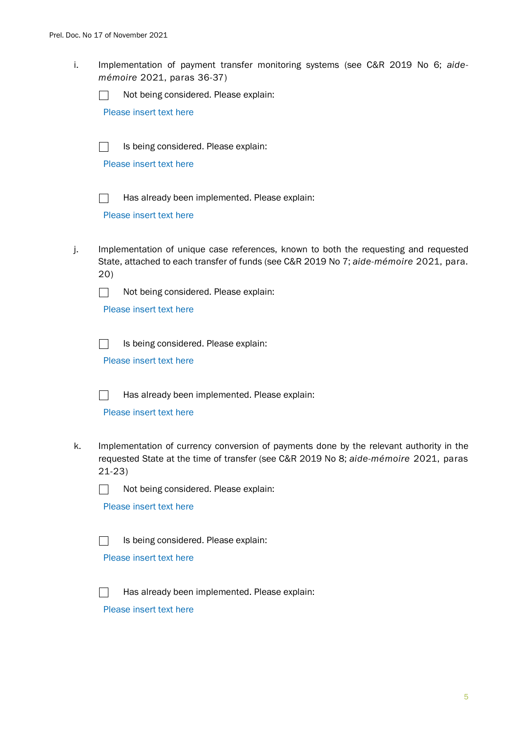i. Implementation of payment transfer monitoring systems (see C&R 2019 No 6; *aide-mémoire* 2021, paras 36-37)

☐ Not being considered. Please explain:

Please insert text here

☐ Is being considered. Please explain:

Please insert text here

☐ Has already been implemented. Please explain:

Please insert text here

j. Implementation of unique case references, known to both the requesting and requested State, attached to each transfer of funds (see C&R 2019 No 7; *aide-mémoire* 2021, para. 20)

☐ Not being considered. Please explain:

Please insert text here

☐ Is being considered. Please explain:

Please insert text here

☐ Has already been implemented. Please explain:

Please insert text here

k. Implementation of currency conversion of payments done by the relevant authority in the requested State at the time of transfer (see C&R 2019 No 8; *aide-mémoire* 2021, paras 21-23)

☐ Not being considered. Please explain:

Please insert text here

☐ Is being considered. Please explain:

Please insert text here

☐ Has already been implemented. Please explain:

Please insert text here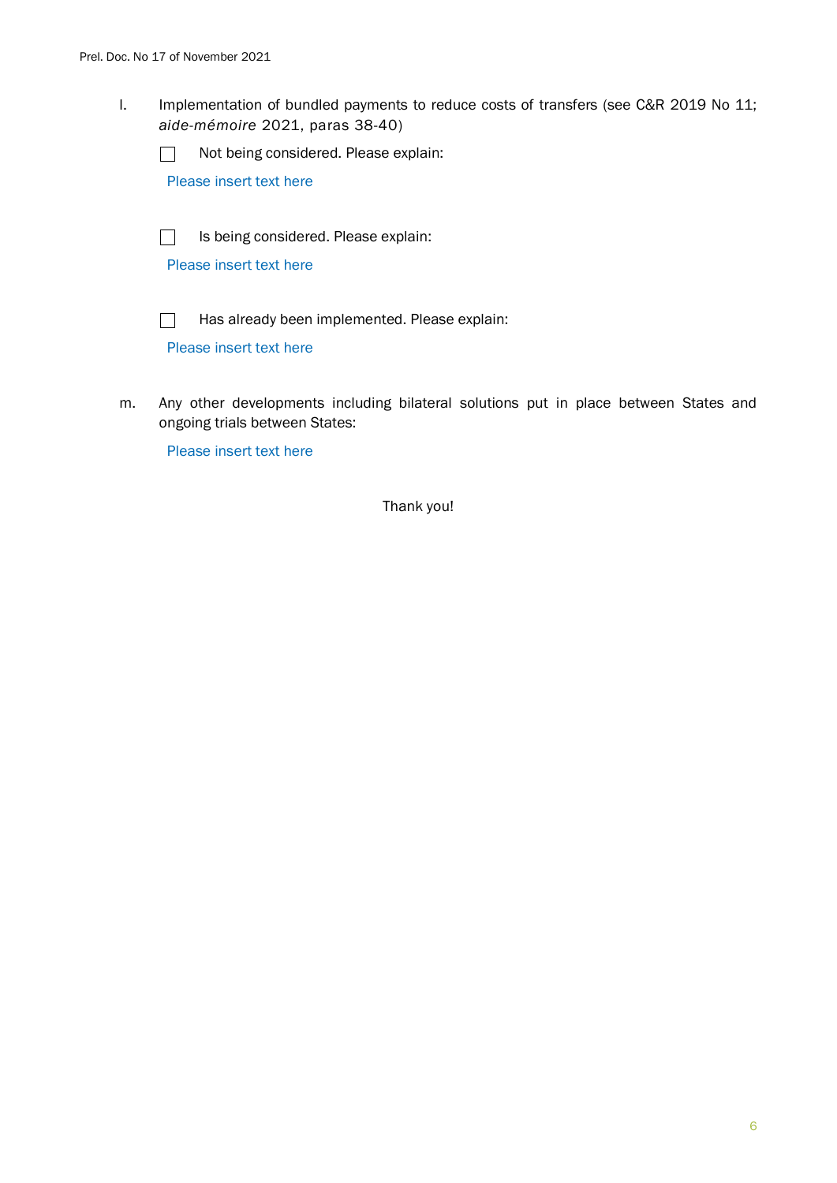l. Implementation of bundled payments to reduce costs of transfers (see C&R 2019 No 11; *aide-mémoire* 2021, paras 38-40)

☐ Not being considered. Please explain:

Please insert text here

☐ Is being considered. Please explain:

Please insert text here

☐ Has already been implemented. Please explain:

Please insert text here

m. Any other developments including bilateral solutions put in place between States and ongoing trials between States:

Please insert text here

Thank you!